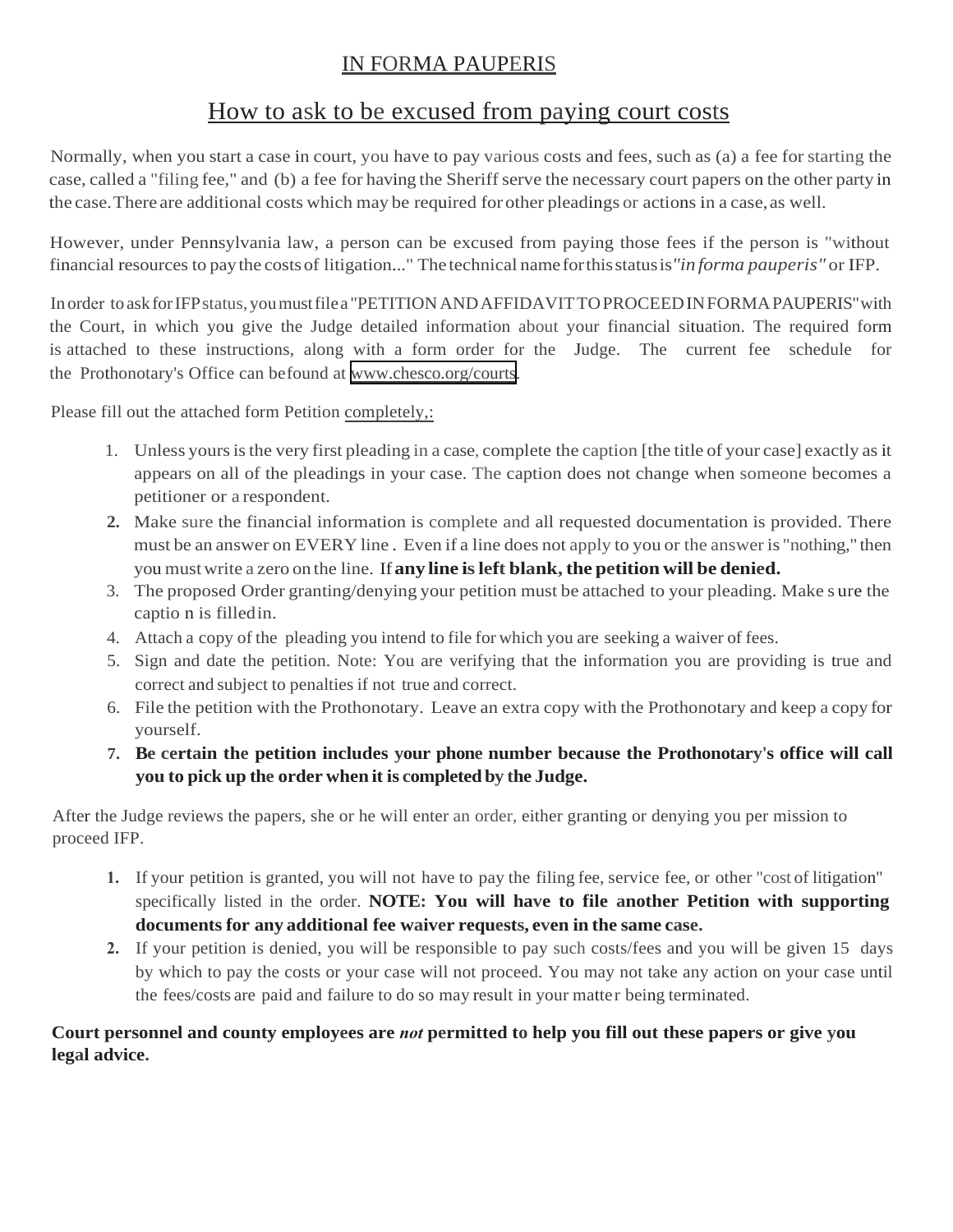# IN FORMA PAUPERIS

## How to ask to be excused from paying court costs

Normally, when you start a case in court, you have to pay various costs and fees, such as (a) a fee for starting the case, called a "filing fee," and (b) a fee for having the Sheriff serve the necessary court papers on the other party in the case. There are additional costs which may be required for other pleadings or actions in a case, as well.

However, under Pennsylvania law, a person can be excused from paying those fees if the person is "without financial resources to pay the costs of litigation..." The technical name for this status is *"in forma pauperis"* or IFP.

In order to ask for IFP status, you must file a "PETITION AND AFFIDAVIT TO PROCEED IN FORMA PAUPERIS" with the Court, in which you give the Judge detailed information about your financial situation. The required form is attached to these instructions, along with a form order for the Judge. The current fee schedule for the Prothonotary's Office can be found at www.chesco.org/courts.

Please fill out the attached form Petition completely,:

1. Unless yours is the very first pleading in a case, complete the caption [the title of your case] exactly as it appears on all of the pleadings in your case. The caption does not change when someone becomes a petitioner or a respondent.
2. Make sure the financial information is complete and all requested documentation is provided. There must be an answer on EVERY line . Even if a line does not apply to you or the answer is "nothing," then you must write a zero on the line. If **any line is left blank, the petition will be denied.**
3. The proposed Order granting/denying your petition must be attached to your pleading. Make sure the caption is filled in.
4. Attach a copy of the pleading you intend to file for which you are seeking a waiver of fees.
5. Sign and date the petition. Note: You are verifying that the information you are providing is true and correct and subject to penalties if not true and correct.
6. File the petition with the Prothonotary. Leave an extra copy with the Prothonotary and keep a copy for yourself.
7. **Be certain the petition includes your phone number because the Prothonotary's office will call you to pick up the order when it is completed by the Judge.**

After the Judge reviews the papers, she or he will enter an order, either granting or denying you permission to proceed IFP.

1. If your petition is granted, you will not have to pay the filing fee, service fee, or other "cost of litigation" specifically listed in the order. **NOTE: You will have to file another Petition with supporting documents for any additional fee waiver requests, even in the same case.**
2. If your petition is denied, you will be responsible to pay such costs/fees and you will be given 15 days by which to pay the costs or your case will not proceed. You may not take any action on your case until the fees/costs are paid and failure to do so may result in your matter being terminated.

**Court personnel and county employees are *not* permitted to help you fill out these papers or give you legal advice.**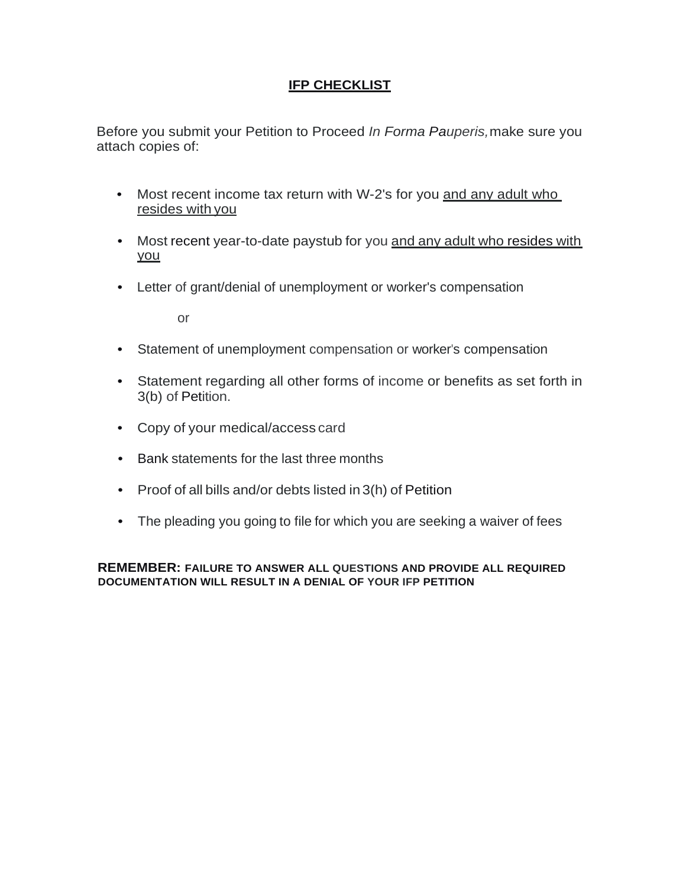# IFP CHECKLIST

Before you submit your Petition to Proceed *In Forma Pauperis,* make sure you attach copies of:

- Most recent income tax return with W-2's for you <u>and any adult who resides with you</u>
- Most recent year-to-date paystub for you <u>and any adult who resides with you</u>
- Letter of grant/denial of unemployment or worker's compensation

  or

- Statement of unemployment compensation or worker's compensation
- Statement regarding all other forms of income or benefits as set forth in 3(b) of Petition.
- Copy of your medical/access card
- Bank statements for the last three months
- Proof of all bills and/or debts listed in 3(h) of Petition
- The pleading you going to file for which you are seeking a waiver of fees

**REMEMBER: FAILURE TO ANSWER ALL QUESTIONS AND PROVIDE ALL REQUIRED DOCUMENTATION WILL RESULT IN A DENIAL OF YOUR IFP PETITION**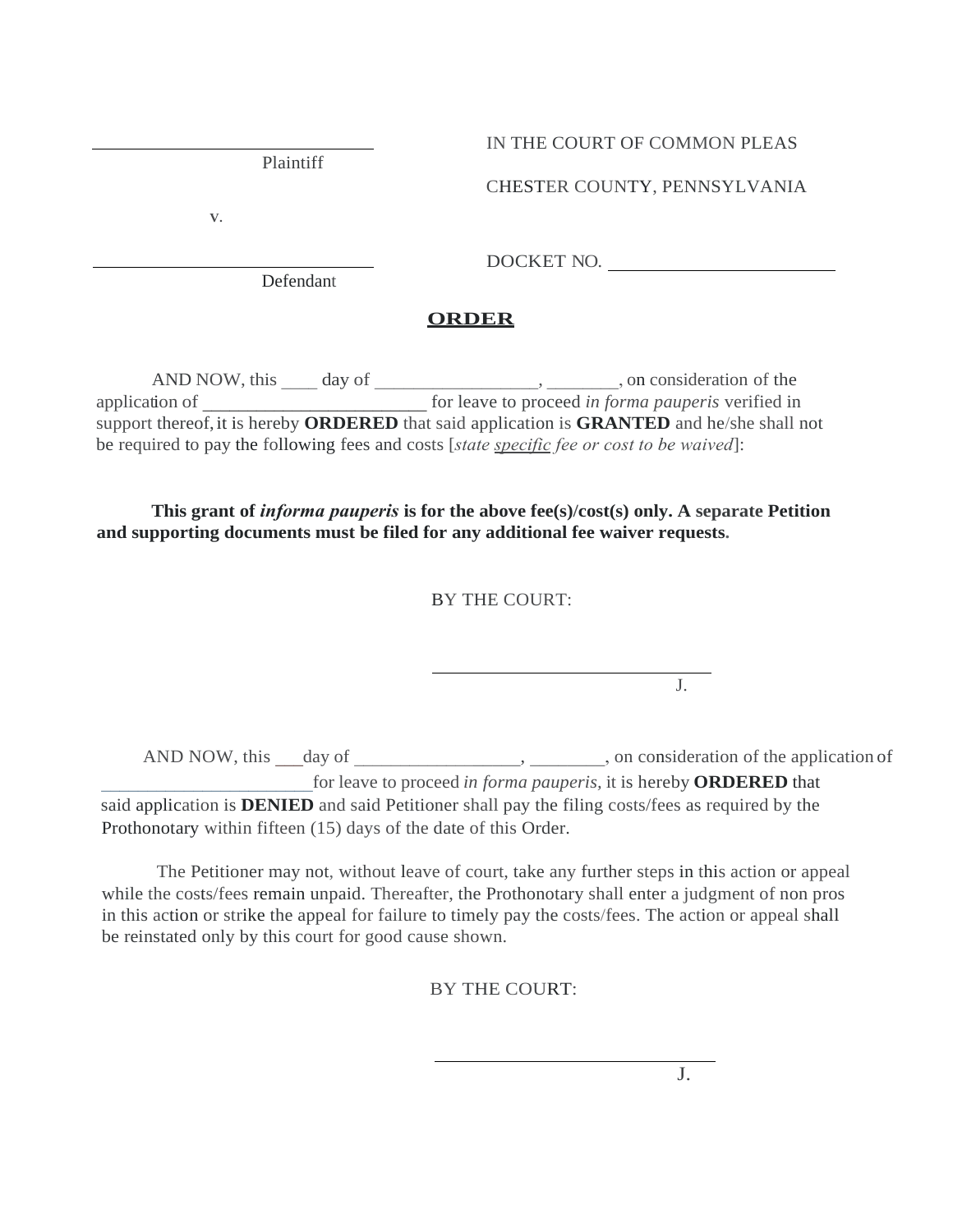| | |
|---|---|
| ______________________________ | IN THE COURT OF COMMON PLEAS |
| Plaintiff | CHESTER COUNTY, PENNSYLVANIA |
| v. | |
| ______________________________ | DOCKET NO. ______________________ |
| Defendant | |

## **ORDER**

AND NOW, this ____ day of _________________, _______, on consideration of the application of ________________________ for leave to proceed *in forma pauperis* verified in support thereof, it is hereby **ORDERED** that said application is **GRANTED** and he/she shall not be required to pay the following fees and costs [*state specific fee or cost to be waived*]:

**This grant of *informa pauperis* is for the above fee(s)/cost(s) only. A separate Petition and supporting documents must be filed for any additional fee waiver requests.**

BY THE COURT:

______________________________
J.

AND NOW, this ___day of _________________, ________, on consideration of the application of ______________________for leave to proceed *in forma pauperis*, it is hereby **ORDERED** that said application is **DENIED** and said Petitioner shall pay the filing costs/fees as required by the Prothonotary within fifteen (15) days of the date of this Order.

The Petitioner may not, without leave of court, take any further steps in this action or appeal while the costs/fees remain unpaid. Thereafter, the Prothonotary shall enter a judgment of non pros in this action or strike the appeal for failure to timely pay the costs/fees. The action or appeal shall be reinstated only by this court for good cause shown.

BY THE COURT:

______________________________
J.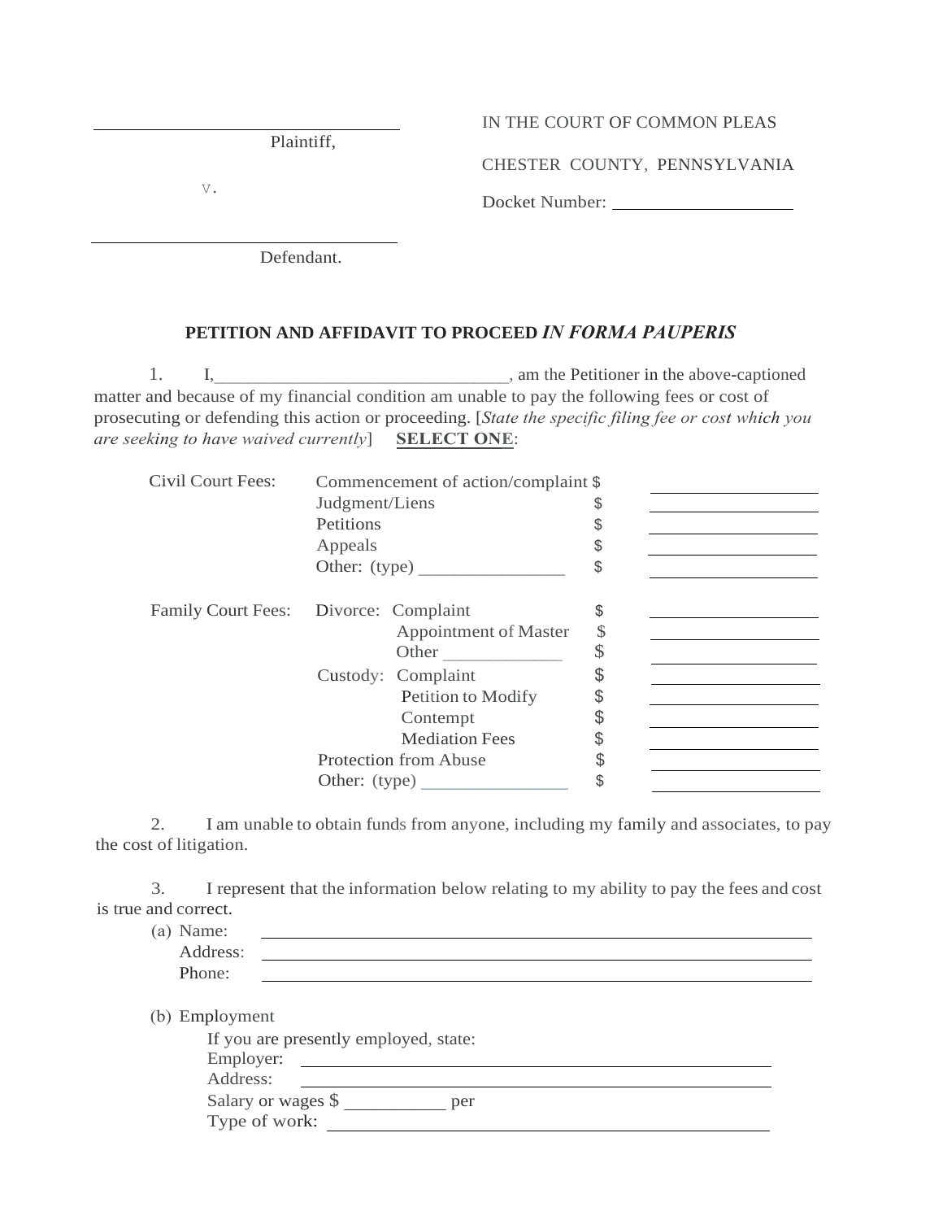\_\_\_\_\_\_\_\_\_\_\_\_\_\_\_\_\_\_\_\_\_\_\_\_\_\_\_\_\_\_\_\_\_\_\_\_
Plaintiff,

v.

\_\_\_\_\_\_\_\_\_\_\_\_\_\_\_\_\_\_\_\_\_\_\_\_\_\_\_\_\_\_\_\_\_\_\_\_
Defendant.

IN THE COURT OF COMMON PLEAS

CHESTER COUNTY, PENNSYLVANIA

Docket Number: \_\_\_\_\_\_\_\_\_\_\_\_\_\_\_\_\_\_\_\_

## PETITION AND AFFIDAVIT TO PROCEED *IN FORMA PAUPERIS*

1. I,\_\_\_\_\_\_\_\_\_\_\_\_\_\_\_\_\_\_\_\_\_\_\_\_\_\_\_\_\_\_\_\_\_\_, am the Petitioner in the above-captioned matter and because of my financial condition am unable to pay the following fees or cost of prosecuting or defending this action or proceeding. [*State the specific filing fee or cost which you are seeking to have waived currently*] **SELECT ONE**:

| | | | |
|---|---|---|---|
| Civil Court Fees: | Commencement of action/complaint | $ | \_\_\_\_\_\_\_\_\_\_\_\_ |
| | Judgment/Liens | $ | \_\_\_\_\_\_\_\_\_\_\_\_ |
| | Petitions | $ | \_\_\_\_\_\_\_\_\_\_\_\_ |
| | Appeals | $ | \_\_\_\_\_\_\_\_\_\_\_\_ |
| | Other: (type) \_\_\_\_\_\_\_\_\_\_\_\_\_\_\_\_ | $ | \_\_\_\_\_\_\_\_\_\_\_\_ |
| Family Court Fees: | Divorce: Complaint | $ | \_\_\_\_\_\_\_\_\_\_\_\_ |
| | Appointment of Master | $ | \_\_\_\_\_\_\_\_\_\_\_\_ |
| | Other \_\_\_\_\_\_\_\_\_\_\_\_\_ | $ | \_\_\_\_\_\_\_\_\_\_\_\_ |
| | Custody: Complaint | $ | \_\_\_\_\_\_\_\_\_\_\_\_ |
| | Petition to Modify | $ | \_\_\_\_\_\_\_\_\_\_\_\_ |
| | Contempt | $ | \_\_\_\_\_\_\_\_\_\_\_\_ |
| | Mediation Fees | $ | \_\_\_\_\_\_\_\_\_\_\_\_ |
| | Protection from Abuse | $ | \_\_\_\_\_\_\_\_\_\_\_\_ |
| | Other: (type) \_\_\_\_\_\_\_\_\_\_\_\_\_\_\_\_ | $ | \_\_\_\_\_\_\_\_\_\_\_\_ |

2. I am unable to obtain funds from anyone, including my family and associates, to pay the cost of litigation.

3. I represent that the information below relating to my ability to pay the fees and cost is true and correct.

(a) Name: \_\_\_\_\_\_\_\_\_\_\_\_\_\_\_\_\_\_\_\_\_\_\_\_\_\_\_\_\_\_\_\_\_\_\_\_\_\_\_\_
Address: \_\_\_\_\_\_\_\_\_\_\_\_\_\_\_\_\_\_\_\_\_\_\_\_\_\_\_\_\_\_\_\_\_\_\_\_\_\_\_\_
Phone: \_\_\_\_\_\_\_\_\_\_\_\_\_\_\_\_\_\_\_\_\_\_\_\_\_\_\_\_\_\_\_\_\_\_\_\_\_\_\_\_

(b) Employment

If you are presently employed, state:
Employer: \_\_\_\_\_\_\_\_\_\_\_\_\_\_\_\_\_\_\_\_\_\_\_\_\_\_\_\_\_\_\_\_\_\_\_\_
Address: \_\_\_\_\_\_\_\_\_\_\_\_\_\_\_\_\_\_\_\_\_\_\_\_\_\_\_\_\_\_\_\_\_\_\_\_
Salary or wages $ \_\_\_\_\_\_\_\_\_\_\_ per
Type of work: \_\_\_\_\_\_\_\_\_\_\_\_\_\_\_\_\_\_\_\_\_\_\_\_\_\_\_\_\_\_\_\_\_\_\_\_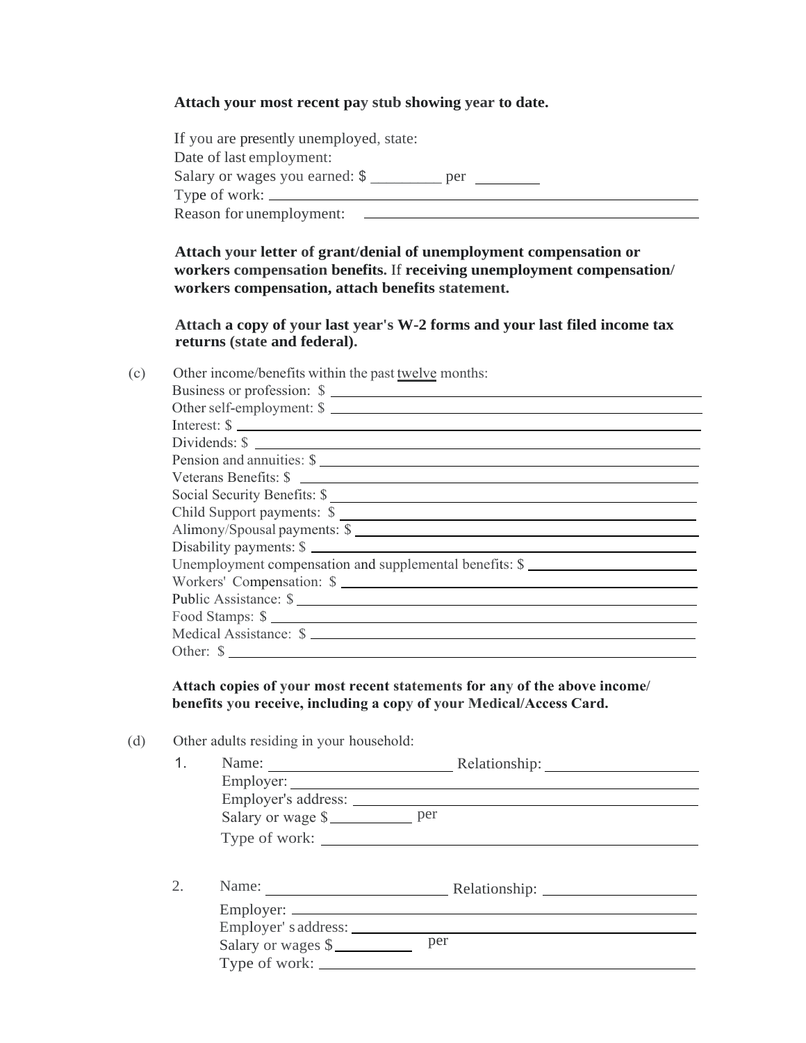**Attach your most recent pay stub showing year to date.**

If you are presently unemployed, state:
Date of last employment:
Salary or wages you earned: $ _________ per _________
Type of work: ____________________________________________
Reason for unemployment: ____________________________________________

**Attach your letter of grant/denial of unemployment compensation or workers compensation benefits.** If **receiving unemployment compensation/ workers compensation, attach benefits statement.**

**Attach a copy of your last year's W-2 forms and your last filed income tax returns (state and federal).**

(c) Other income/benefits within the past twelve months:
Business or profession: $ ____________________________________________
Other self-employment: $ ____________________________________________
Interest: $ ____________________________________________
Dividends: $ ____________________________________________
Pension and annuities: $ ____________________________________________
Veterans Benefits: $ ____________________________________________
Social Security Benefits: $ ____________________________________________
Child Support payments: $ ____________________________________________
Alimony/Spousal payments: $ ____________________________________________
Disability payments: $ ____________________________________________
Unemployment compensation and supplemental benefits: $ ______________________
Workers' Compensation: $ ____________________________________________
Public Assistance: $ ____________________________________________
Food Stamps: $ ____________________________________________
Medical Assistance: $ ____________________________________________
Other: $ ____________________________________________

**Attach copies of your most recent statements for any of the above income/ benefits you receive, including a copy of your Medical/Access Card.**

(d) Other adults residing in your household:

1. Name: ______________________ Relationship: ____________________
   Employer: ____________________________________________
   Employer's address: ____________________________________________
   Salary or wage $__________ per
   Type of work: ____________________________________________

2. Name: ______________________ Relationship: ____________________
   Employer: ____________________________________________
   Employer' s address: ____________________________________________
   Salary or wages $__________ per
   Type of work: ____________________________________________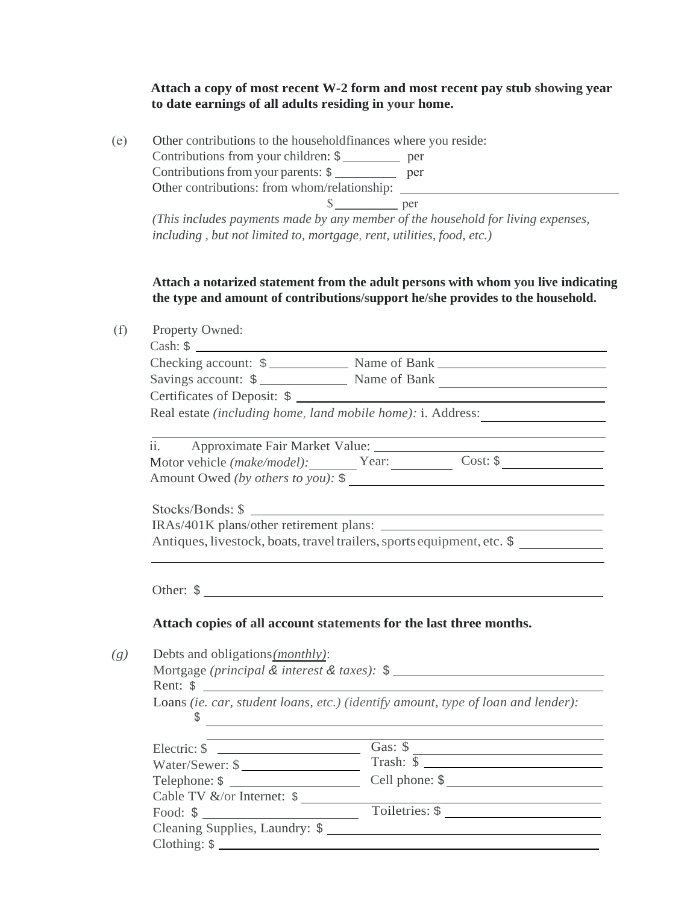**Attach a copy of most recent W-2 form and most recent pay stub showing year to date earnings of all adults residing in your home.**

(e) Other contributions to the householdfinances where you reside:

Contributions from your children: $ ________ per

Contributions from your parents: $ ________ per

Other contributions: from whom/relationship: ________________________________

$ ________ per

*(This includes payments made by any member of the household for living expenses, including , but not limited to, mortgage, rent, utilities, food, etc.)*

**Attach a notarized statement from the adult persons with whom you live indicating the type and amount of contributions/support he/she provides to the household.**

(f) Property Owned:

Cash: $ ________________________________________________

Checking account: $ ____________ Name of Bank ________________________

Savings account: $ ____________ Name of Bank ________________________

Certificates of Deposit: $ ________________________________________

Real estate *(including home, land mobile home):* i. Address: ________________

________________________________________________________________

ii. Approximate Fair Market Value: ________________________________

Motor vehicle *(make/model):* ______ Year: ________ Cost: $ ______________

Amount Owed *(by others to you):* $ ______________________________________

Stocks/Bonds: $ ________________________________________________

IRAs/401K plans/other retirement plans: ____________________________

Antiques, livestock, boats, travel trailers, sports equipment, etc. $ ____________

________________________________________________________________

Other: $ ________________________________________________________

**Attach copies of all account statements for the last three months.**

*(g)* Debts and obligations*(monthly)*:

Mortgage *(principal & interest & taxes):* $ ______________________________

Rent: $ ________________________________________________________

Loans *(ie. car, student loans, etc.) (identify amount, type of loan and lender):*

$ ______________________________________________________________

________________________________________________________________

Electric: $ ____________________ Gas: $ ______________________

Water/Sewer: $ ________________ Trash: $ ____________________

Telephone: $ __________________ Cell phone: $ ________________

Cable TV &/or Internet: $ ________________________________________

Food: $ ______________________ Toiletries: $ __________________

Cleaning Supplies, Laundry: $ ____________________________________

Clothing: $ ______________________________________________________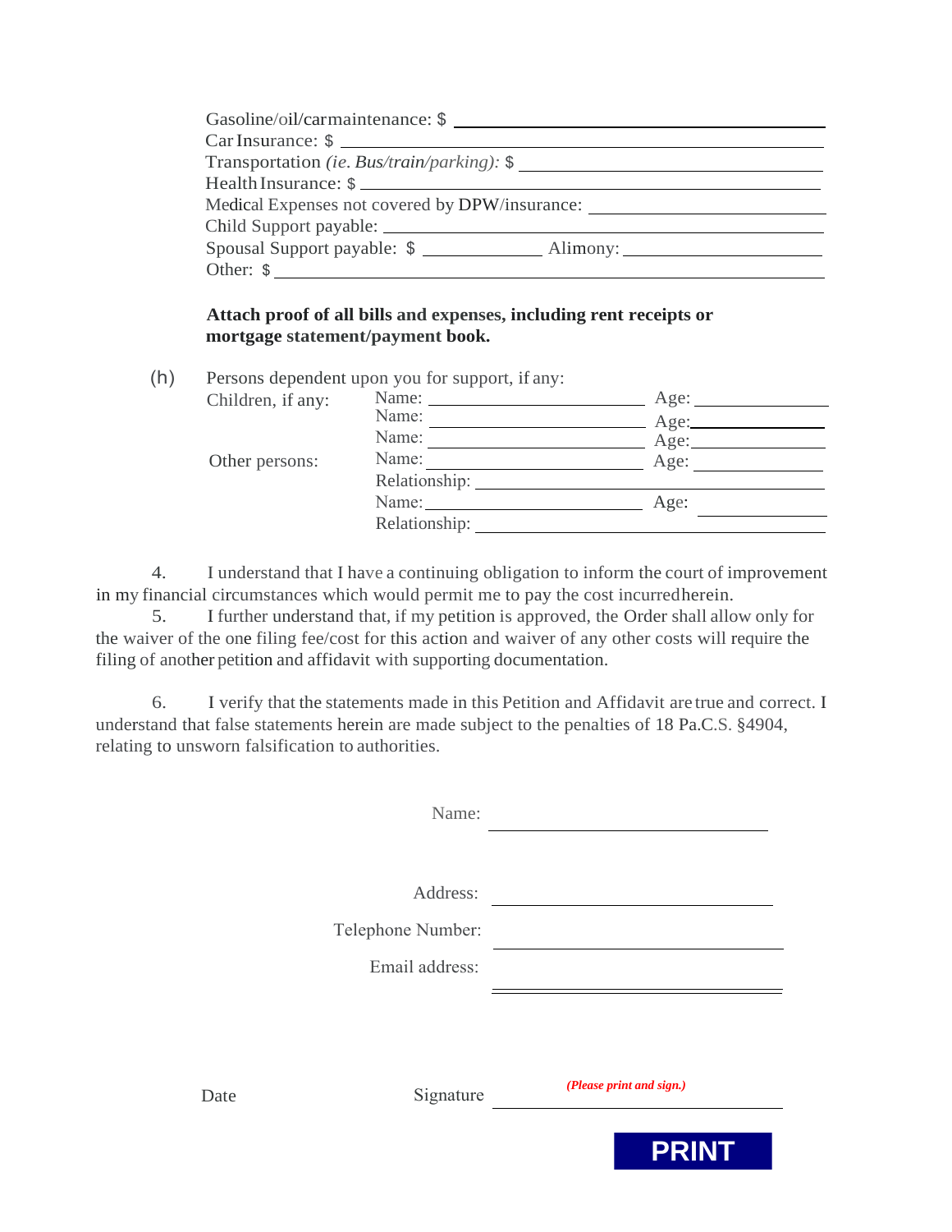Gasoline/oil/carmaintenance: $ ______________________________

Car Insurance: $ ______________________________

Transportation *(ie. Bus/train/parking)*: $ ______________________________

Health Insurance: $ ______________________________

Medical Expenses not covered by DPW/insurance: ______________________________

Child Support payable: ______________________________

Spousal Support payable: $ ______________ Alimony: ______________

Other: $ ______________________________

**Attach proof of all bills and expenses, including rent receipts or mortgage statement/payment book.**

(h) Persons dependent upon you for support, if any:

Children, if any:

Name: ______________________ Age: __________

Name: ______________________ Age: __________

Name: ______________________ Age: __________

Other persons:

Name: ______________________ Age: __________

Relationship: ______________________

Name: ______________________ Age: __________

Relationship: ______________________

4. I understand that I have a continuing obligation to inform the court of improvement in my financial circumstances which would permit me to pay the cost incurredherein.

5. I further understand that, if my petition is approved, the Order shall allow only for the waiver of the one filing fee/cost for this action and waiver of any other costs will require the filing of another petition and affidavit with supporting documentation.

6. I verify that the statements made in this Petition and Affidavit are true and correct. I understand that false statements herein are made subject to the penalties of 18 Pa.C.S. §4904, relating to unsworn falsification to authorities.

Name: ______________________

Address: ______________________

Telephone Number: ______________________

Email address: ______________________

Date ______________ Signature ______________________ *(Please print and sign.)*

PRINT